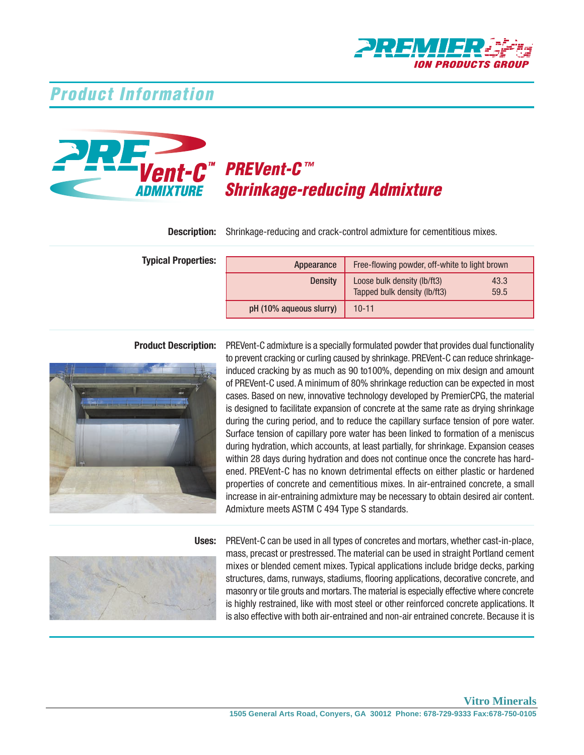# Product Information

## PREVent-C™ Shrinkage-reducing Admixture

**Description:** Shrinkage-reducing and crack-control admixture for cementitious mixes.

**Typical Properties:**

| Property | Value |
|---|---|
| Appearance | Free-flowing powder, off-white to light brown |
| Density | Loose bulk density (lb/ft3) 43.3<br>Tapped bulk density (lb/ft3) 59.5 |
| pH (10% aqueous slurry) | 10-11 |

**Product Description:** PREVent-C admixture is a specially formulated powder that provides dual functionality to prevent cracking or curling caused by shrinkage. PREVent-C can reduce shrinkage-induced cracking by as much as 90 to100%, depending on mix design and amount of PREVent-C used. A minimum of 80% shrinkage reduction can be expected in most cases. Based on new, innovative technology developed by PremierCPG, the material is designed to facilitate expansion of concrete at the same rate as drying shrinkage during the curing period, and to reduce the capillary surface tension of pore water. Surface tension of capillary pore water has been linked to formation of a meniscus during hydration, which accounts, at least partially, for shrinkage. Expansion ceases within 28 days during hydration and does not continue once the concrete has hardened. PREVent-C has no known detrimental effects on either plastic or hardened properties of concrete and cementitious mixes. In air-entrained concrete, a small increase in air-entraining admixture may be necessary to obtain desired air content. Admixture meets ASTM C 494 Type S standards.

**Uses:** PREVent-C can be used in all types of concretes and mortars, whether cast-in-place, mass, precast or prestressed. The material can be used in straight Portland cement mixes or blended cement mixes. Typical applications include bridge decks, parking structures, dams, runways, stadiums, flooring applications, decorative concrete, and masonry or tile grouts and mortars. The material is especially effective where concrete is highly restrained, like with most steel or other reinforced concrete applications. It is also effective with both air-entrained and non-air entrained concrete. Because it is

**Vitro Minerals**
1505 General Arts Road, Conyers, GA 30012 Phone: 678-729-9333 Fax:678-750-0105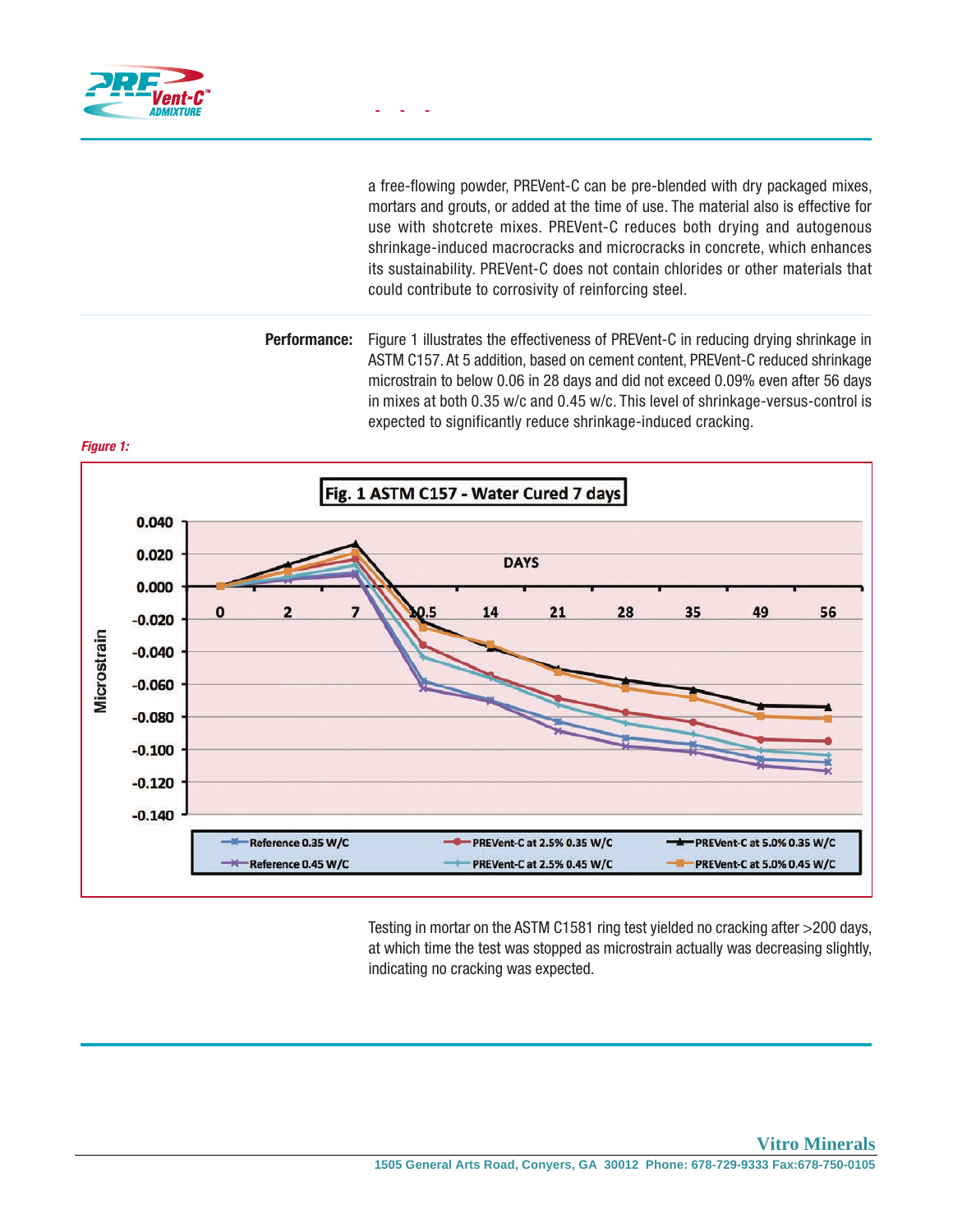a free-flowing powder, PREVent-C can be pre-blended with dry packaged mixes, mortars and grouts, or added at the time of use. The material also is effective for use with shotcrete mixes. PREVent-C reduces both drying and autogenous shrinkage-induced macrocracks and microcracks in concrete, which enhances its sustainability. PREVent-C does not contain chlorides or other materials that could contribute to corrosivity of reinforcing steel.

**Performance:** Figure 1 illustrates the effectiveness of PREVent-C in reducing drying shrinkage in ASTM C157. At 5 addition, based on cement content, PREVent-C reduced shrinkage microstrain to below 0.06 in 28 days and did not exceed 0.09% even after 56 days in mixes at both 0.35 w/c and 0.45 w/c. This level of shrinkage-versus-control is expected to significantly reduce shrinkage-induced cracking.

***Figure 1:***

**Fig. 1 ASTM C157 - Water Cured 7 days**

Testing in mortar on the ASTM C1581 ring test yielded no cracking after >200 days, at which time the test was stopped as microstrain actually was decreasing slightly, indicating no cracking was expected.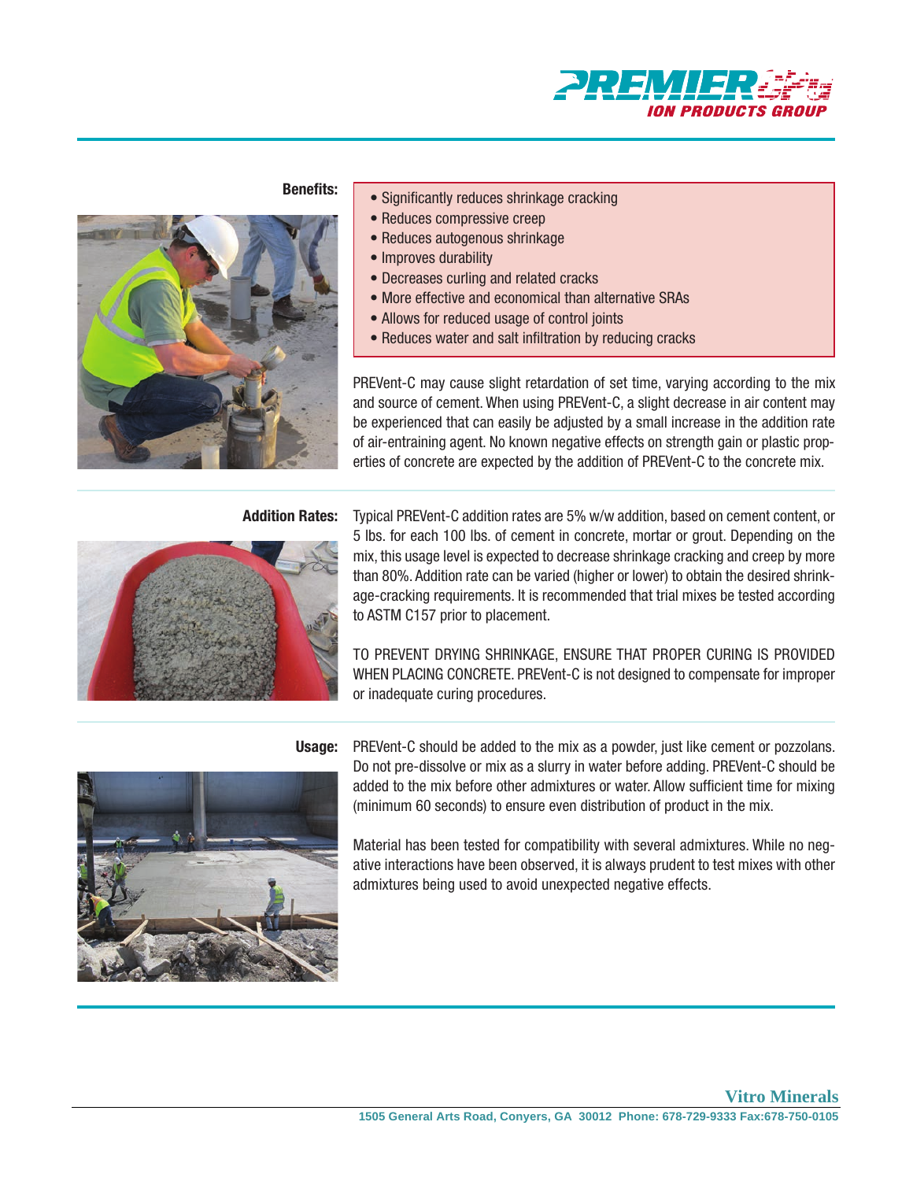**Benefits:**

- Significantly reduces shrinkage cracking
- Reduces compressive creep
- Reduces autogenous shrinkage
- Improves durability
- Decreases curling and related cracks
- More effective and economical than alternative SRAs
- Allows for reduced usage of control joints
- Reduces water and salt infiltration by reducing cracks

PREVent-C may cause slight retardation of set time, varying according to the mix and source of cement. When using PREVent-C, a slight decrease in air content may be experienced that can easily be adjusted by a small increase in the addition rate of air-entraining agent. No known negative effects on strength gain or plastic properties of concrete are expected by the addition of PREVent-C to the concrete mix.

**Addition Rates:** Typical PREVent-C addition rates are 5% w/w addition, based on cement content, or 5 lbs. for each 100 lbs. of cement in concrete, mortar or grout. Depending on the mix, this usage level is expected to decrease shrinkage cracking and creep by more than 80%. Addition rate can be varied (higher or lower) to obtain the desired shrinkage-cracking requirements. It is recommended that trial mixes be tested according to ASTM C157 prior to placement.

TO PREVENT DRYING SHRINKAGE, ENSURE THAT PROPER CURING IS PROVIDED WHEN PLACING CONCRETE. PREVent-C is not designed to compensate for improper or inadequate curing procedures.

**Usage:** PREVent-C should be added to the mix as a powder, just like cement or pozzolans. Do not pre-dissolve or mix as a slurry in water before adding. PREVent-C should be added to the mix before other admixtures or water. Allow sufficient time for mixing (minimum 60 seconds) to ensure even distribution of product in the mix.

Material has been tested for compatibility with several admixtures. While no negative interactions have been observed, it is always prudent to test mixes with other admixtures being used to avoid unexpected negative effects.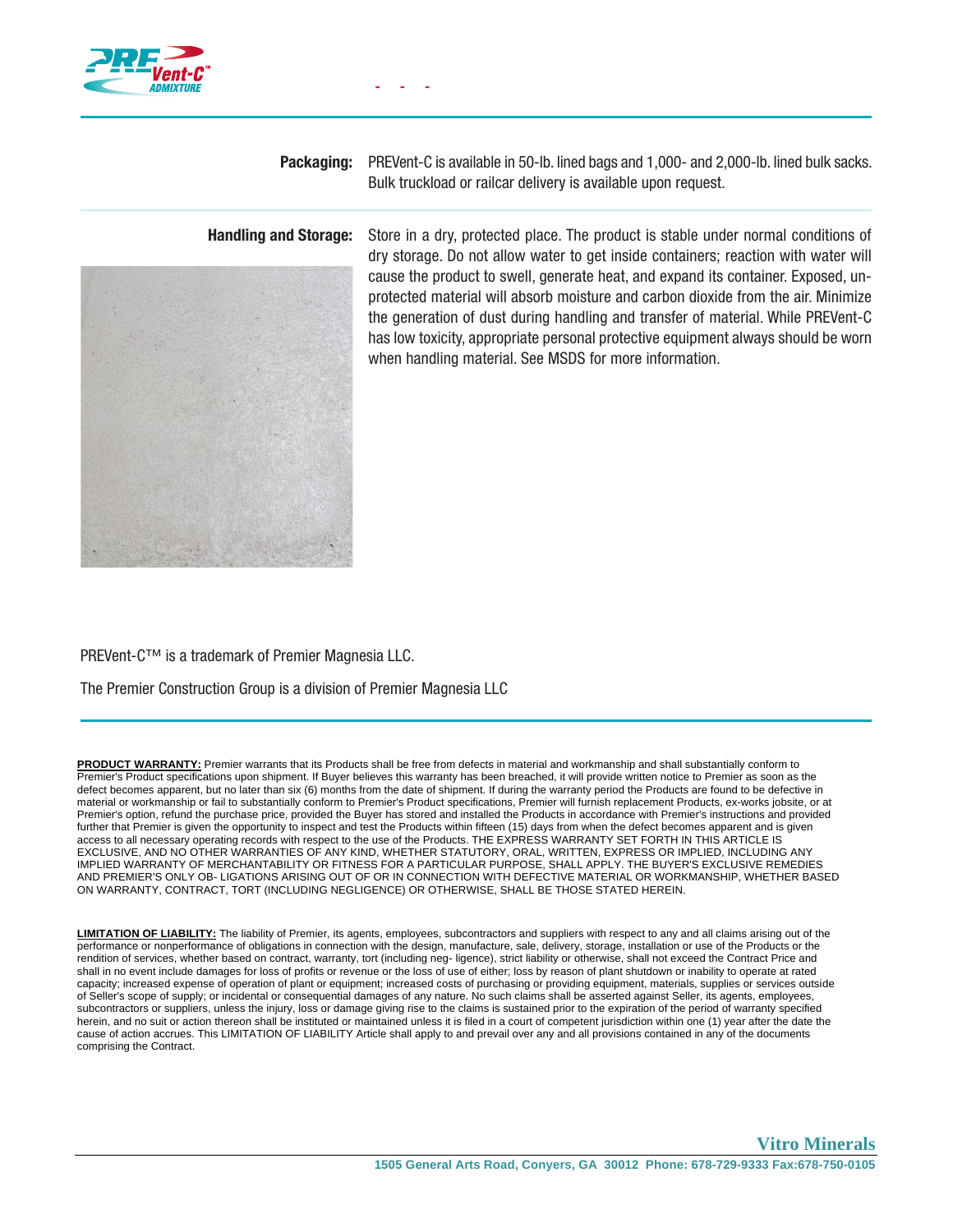**Packaging:** PREVent-C is available in 50-lb. lined bags and 1,000- and 2,000-lb. lined bulk sacks. Bulk truckload or railcar delivery is available upon request.

**Handling and Storage:** Store in a dry, protected place. The product is stable under normal conditions of dry storage. Do not allow water to get inside containers; reaction with water will cause the product to swell, generate heat, and expand its container. Exposed, unprotected material will absorb moisture and carbon dioxide from the air. Minimize the generation of dust during handling and transfer of material. While PREVent-C has low toxicity, appropriate personal protective equipment always should be worn when handling material. See MSDS for more information.

PREVent-C™ is a trademark of Premier Magnesia LLC.

The Premier Construction Group is a division of Premier Magnesia LLC

**PRODUCT WARRANTY:** Premier warrants that its Products shall be free from defects in material and workmanship and shall substantially conform to Premier's Product specifications upon shipment. If Buyer believes this warranty has been breached, it will provide written notice to Premier as soon as the defect becomes apparent, but no later than six (6) months from the date of shipment. If during the warranty period the Products are found to be defective in material or workmanship or fail to substantially conform to Premier's Product specifications, Premier will furnish replacement Products, ex-works jobsite, or at Premier's option, refund the purchase price, provided the Buyer has stored and installed the Products in accordance with Premier's instructions and provided further that Premier is given the opportunity to inspect and test the Products within fifteen (15) days from when the defect becomes apparent and is given access to all necessary operating records with respect to the use of the Products. THE EXPRESS WARRANTY SET FORTH IN THIS ARTICLE IS EXCLUSIVE, AND NO OTHER WARRANTIES OF ANY KIND, WHETHER STATUTORY, ORAL, WRITTEN, EXPRESS OR IMPLIED, INCLUDING ANY IMPLIED WARRANTY OF MERCHANTABILITY OR FITNESS FOR A PARTICULAR PURPOSE, SHALL APPLY. THE BUYER'S EXCLUSIVE REMEDIES AND PREMIER'S ONLY OB- LIGATIONS ARISING OUT OF OR IN CONNECTION WITH DEFECTIVE MATERIAL OR WORKMANSHIP, WHETHER BASED ON WARRANTY, CONTRACT, TORT (INCLUDING NEGLIGENCE) OR OTHERWISE, SHALL BE THOSE STATED HEREIN.

**LIMITATION OF LIABILITY:** The liability of Premier, its agents, employees, subcontractors and suppliers with respect to any and all claims arising out of the performance or nonperformance of obligations in connection with the design, manufacture, sale, delivery, storage, installation or use of the Products or the rendition of services, whether based on contract, warranty, tort (including neg- ligence), strict liability or otherwise, shall not exceed the Contract Price and shall in no event include damages for loss of profits or revenue or the loss of use of either; loss by reason of plant shutdown or inability to operate at rated capacity; increased expense of operation of plant or equipment; increased costs of purchasing or providing equipment, materials, supplies or services outside of Seller's scope of supply; or incidental or consequential damages of any nature. No such claims shall be asserted against Seller, its agents, employees, subcontractors or suppliers, unless the injury, loss or damage giving rise to the claims is sustained prior to the expiration of the period of warranty specified herein, and no suit or action thereon shall be instituted or maintained unless it is filed in a court of competent jurisdiction within one (1) year after the date the cause of action accrues. This LIMITATION OF LIABILITY Article shall apply to and prevail over any and all provisions contained in any of the documents comprising the Contract.

**Vitro Minerals**

**1505 General Arts Road, Conyers, GA 30012 Phone: 678-729-9333 Fax:678-750-0105**